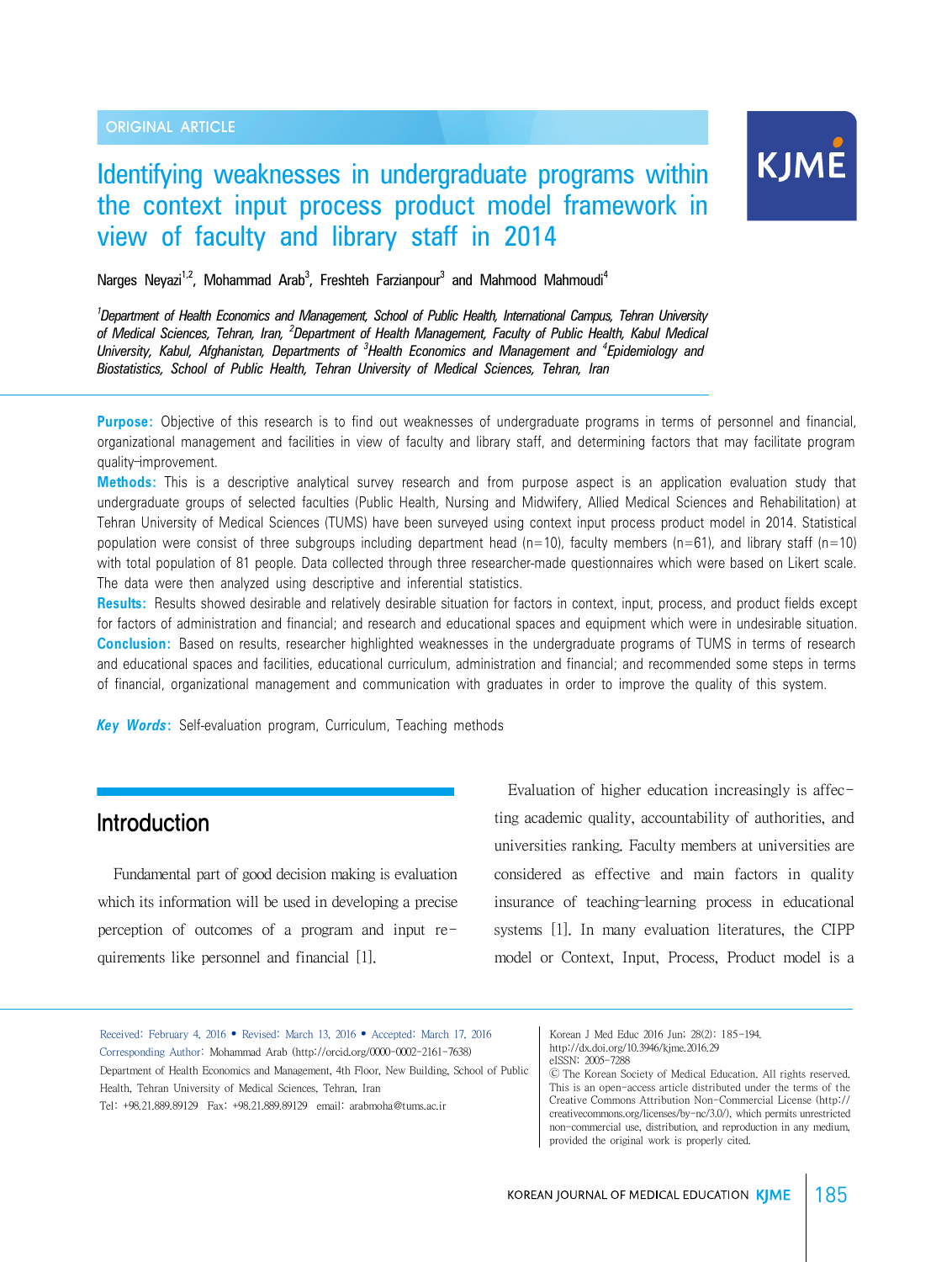ORIGINAL ARTICLE

# Identifying weaknesses in undergraduate programs within the context input process product model framework in view of faculty and library staff in 2014

Narges Neyazi[1,2], Mohammad Arab[3], Freshteh Farzianpour[3] and Mahmood Mahmoudi[4]

[1]Department of Health Economics and Management, School of Public Health, International Campus, Tehran University of Medical Sciences, Tehran, Iran, [2]Department of Health Management, Faculty of Public Health, Kabul Medical University, Kabul, Afghanistan, Departments of [3]Health Economics and Management and [4]Epidemiology and Biostatistics, School of Public Health, Tehran University of Medical Sciences, Tehran, Iran

**Purpose:** Objective of this research is to find out weaknesses of undergraduate programs in terms of personnel and financial, organizational management and facilities in view of faculty and library staff, and determining factors that may facilitate program quality-improvement.

**Methods:** This is a descriptive analytical survey research and from purpose aspect is an application evaluation study that undergraduate groups of selected faculties (Public Health, Nursing and Midwifery, Allied Medical Sciences and Rehabilitation) at Tehran University of Medical Sciences (TUMS) have been surveyed using context input process product model in 2014. Statistical population were consist of three subgroups including department head (n=10), faculty members (n=61), and library staff (n=10) with total population of 81 people. Data collected through three researcher-made questionnaires which were based on Likert scale. The data were then analyzed using descriptive and inferential statistics.

**Results:** Results showed desirable and relatively desirable situation for factors in context, input, process, and product fields except for factors of administration and financial; and research and educational spaces and equipment which were in undesirable situation.

**Conclusion:** Based on results, researcher highlighted weaknesses in the undergraduate programs of TUMS in terms of research and educational spaces and facilities, educational curriculum, administration and financial; and recommended some steps in terms of financial, organizational management and communication with graduates in order to improve the quality of this system.

***Key Words*:** Self-evaluation program, Curriculum, Teaching methods

## Introduction

Fundamental part of good decision making is evaluation which its information will be used in developing a precise perception of outcomes of a program and input requirements like personnel and financial [1].

Evaluation of higher education increasingly is affecting academic quality, accountability of authorities, and universities ranking. Faculty members at universities are considered as effective and main factors in quality insurance of teaching-learning process in educational systems [1]. In many evaluation literatures, the CIPP model or Context, Input, Process, Product model is a

Received: February 4, 2016 • Revised: March 13, 2016 • Accepted: March 17, 2016
Corresponding Author: Mohammad Arab (http://orcid.org/0000-0002-2161-7638)
Department of Health Economics and Management, 4th Floor, New Building, School of Public Health, Tehran University of Medical Sciences, Tehran, Iran
Tel: +98.21.889.89129 Fax: +98.21.889.89129 email: arabmoha@tums.ac.ir

Korean J Med Educ 2016 Jun; 28(2): 185-194.
http://dx.doi.org/10.3946/kjme.2016.29
eISSN: 2005-7288
© The Korean Society of Medical Education. All rights reserved.
This is an open-access article distributed under the terms of the Creative Commons Attribution Non-Commercial License (http://creativecommons.org/licenses/by-nc/3.0/), which permits unrestricted non-commercial use, distribution, and reproduction in any medium, provided the original work is properly cited.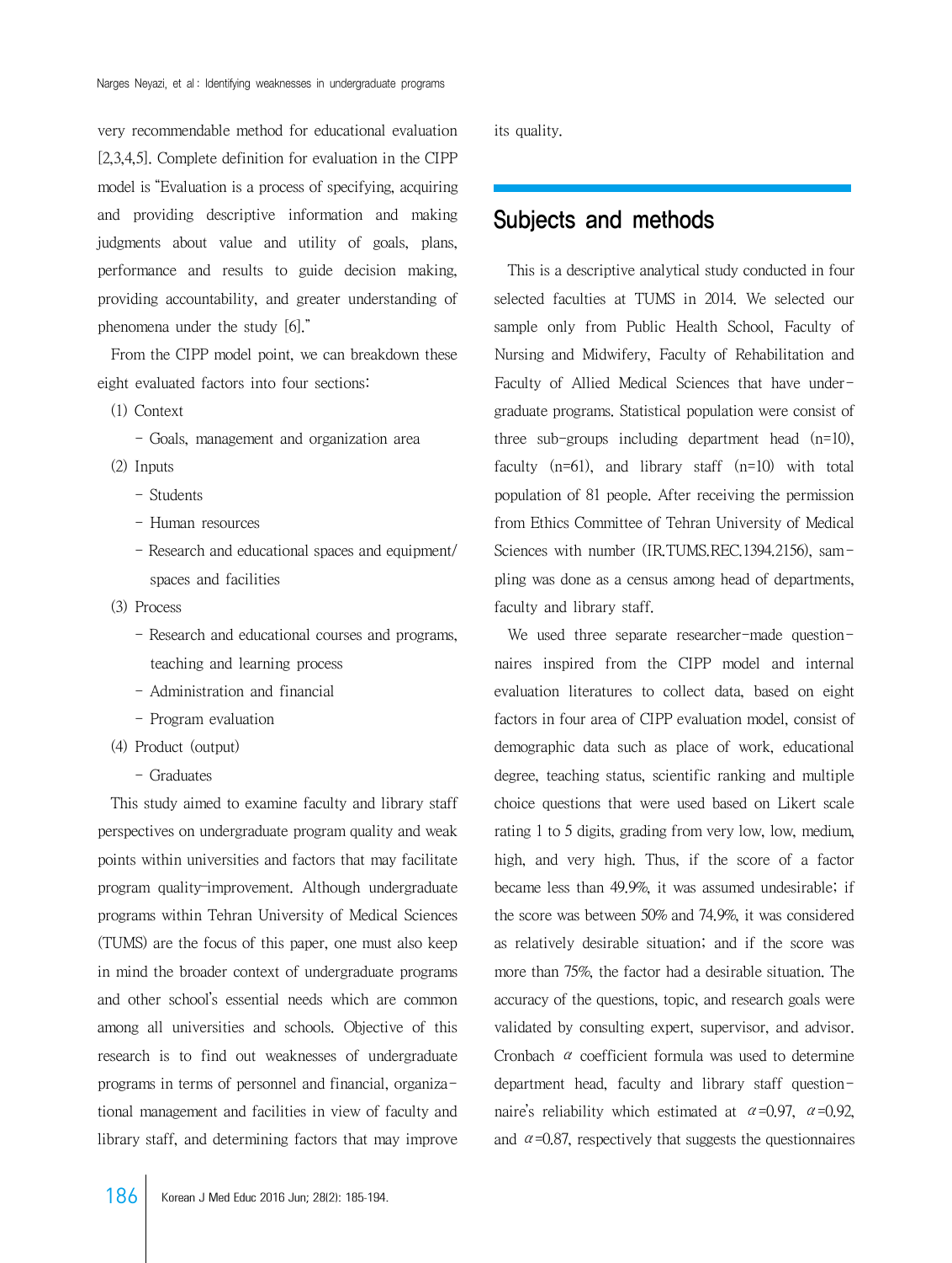very recommendable method for educational evaluation [2,3,4,5]. Complete definition for evaluation in the CIPP model is "Evaluation is a process of specifying, acquiring and providing descriptive information and making judgments about value and utility of goals, plans, performance and results to guide decision making, providing accountability, and greater understanding of phenomena under the study [6]."

From the CIPP model point, we can breakdown these eight evaluated factors into four sections:

(1) Context
  - Goals, management and organization area

(2) Inputs
  - Students
  - Human resources
  - Research and educational spaces and equipment/spaces and facilities

(3) Process
  - Research and educational courses and programs, teaching and learning process
  - Administration and financial
  - Program evaluation

(4) Product (output)
  - Graduates

This study aimed to examine faculty and library staff perspectives on undergraduate program quality and weak points within universities and factors that may facilitate program quality-improvement. Although undergraduate programs within Tehran University of Medical Sciences (TUMS) are the focus of this paper, one must also keep in mind the broader context of undergraduate programs and other school's essential needs which are common among all universities and schools. Objective of this research is to find out weaknesses of undergraduate programs in terms of personnel and financial, organizational management and facilities in view of faculty and library staff, and determining factors that may improve its quality.

## Subjects and methods

This is a descriptive analytical study conducted in four selected faculties at TUMS in 2014. We selected our sample only from Public Health School, Faculty of Nursing and Midwifery, Faculty of Rehabilitation and Faculty of Allied Medical Sciences that have undergraduate programs. Statistical population were consist of three sub-groups including department head (n=10), faculty (n=61), and library staff (n=10) with total population of 81 people. After receiving the permission from Ethics Committee of Tehran University of Medical Sciences with number (IR.TUMS.REC.1394.2156), sampling was done as a census among head of departments, faculty and library staff.

We used three separate researcher-made questionnaires inspired from the CIPP model and internal evaluation literatures to collect data, based on eight factors in four area of CIPP evaluation model, consist of demographic data such as place of work, educational degree, teaching status, scientific ranking and multiple choice questions that were used based on Likert scale rating 1 to 5 digits, grading from very low, low, medium, high, and very high. Thus, if the score of a factor became less than 49.9%, it was assumed undesirable; if the score was between 50% and 74.9%, it was considered as relatively desirable situation; and if the score was more than 75%, the factor had a desirable situation. The accuracy of the questions, topic, and research goals were validated by consulting expert, supervisor, and advisor. Cronbach $\alpha$ coefficient formula was used to determine department head, faculty and library staff questionnaire's reliability which estimated at $\alpha$=0.97, $\alpha$=0.92, and $\alpha$=0.87, respectively that suggests the questionnaires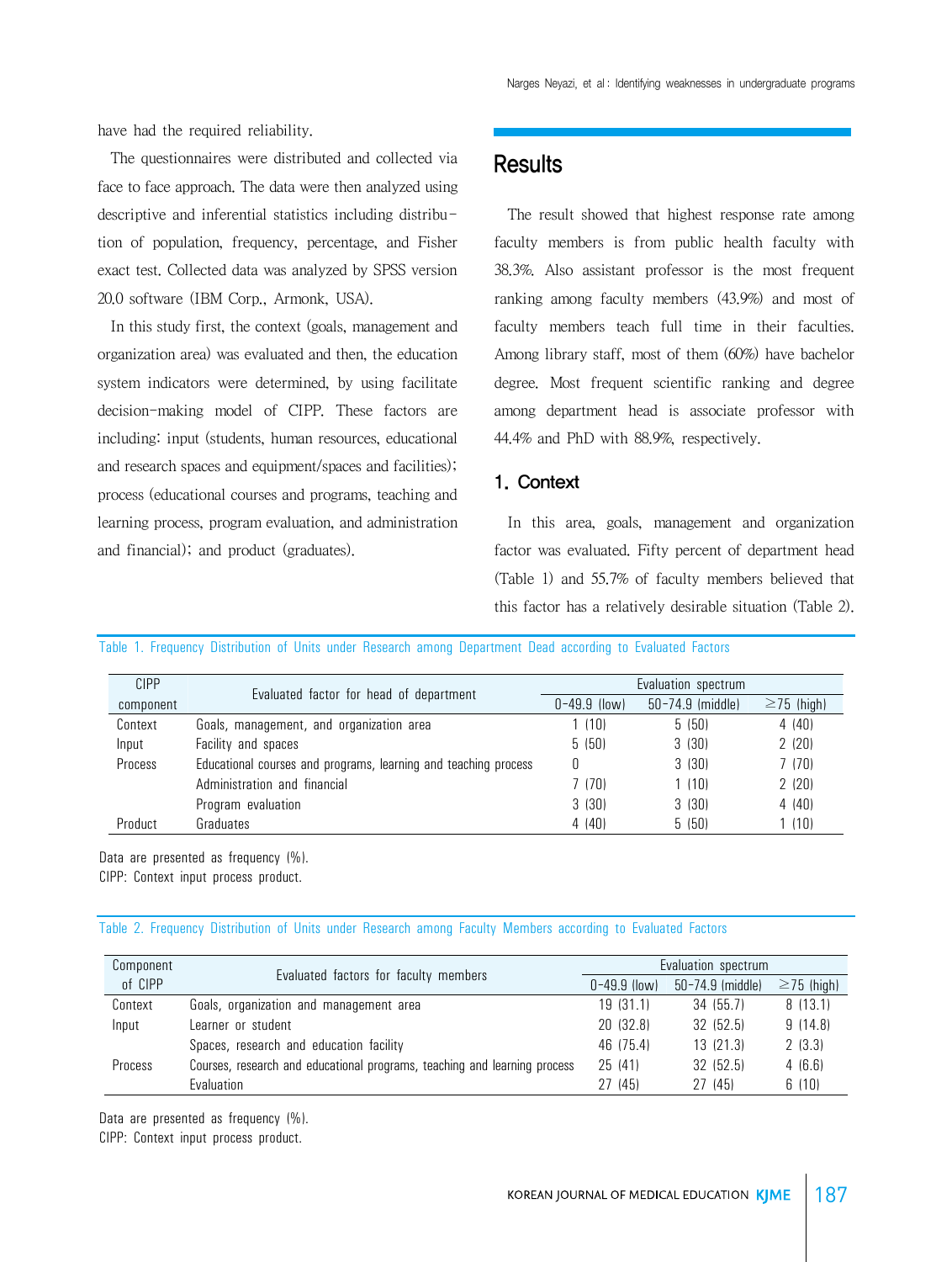have had the required reliability.

The questionnaires were distributed and collected via face to face approach. The data were then analyzed using descriptive and inferential statistics including distribution of population, frequency, percentage, and Fisher exact test. Collected data was analyzed by SPSS version 20.0 software (IBM Corp., Armonk, USA).

In this study first, the context (goals, management and organization area) was evaluated and then, the education system indicators were determined, by using facilitate decision-making model of CIPP. These factors are including: input (students, human resources, educational and research spaces and equipment/spaces and facilities); process (educational courses and programs, teaching and learning process, program evaluation, and administration and financial); and product (graduates).

# Results

The result showed that highest response rate among faculty members is from public health faculty with 38.3%. Also assistant professor is the most frequent ranking among faculty members (43.9%) and most of faculty members teach full time in their faculties. Among library staff, most of them (60%) have bachelor degree. Most frequent scientific ranking and degree among department head is associate professor with 44.4% and PhD with 88.9%, respectively.

## 1. Context

In this area, goals, management and organization factor was evaluated. Fifty percent of department head (Table 1) and 55.7% of faculty members believed that this factor has a relatively desirable situation (Table 2).

Table 1. Frequency Distribution of Units under Research among Department Dead according to Evaluated Factors

| CIPP component | Evaluated factor for head of department | Evaluation spectrum | | |
|---|---|---|---|---|
| | | 0-49.9 (low) | 50-74.9 (middle) | ≥75 (high) |
| Context | Goals, management, and organization area | 1 (10) | 5 (50) | 4 (40) |
| Input | Facility and spaces | 5 (50) | 3 (30) | 2 (20) |
| Process | Educational courses and programs, learning and teaching process | 0 | 3 (30) | 7 (70) |
| | Administration and financial | 7 (70) | 1 (10) | 2 (20) |
| | Program evaluation | 3 (30) | 3 (30) | 4 (40) |
| Product | Graduates | 4 (40) | 5 (50) | 1 (10) |

Data are presented as frequency (%).
CIPP: Context input process product.

Table 2. Frequency Distribution of Units under Research among Faculty Members according to Evaluated Factors

| Component of CIPP | Evaluated factors for faculty members | Evaluation spectrum | | |
|---|---|---|---|---|
| | | 0-49.9 (low) | 50-74.9 (middle) | ≥75 (high) |
| Context | Goals, organization and management area | 19 (31.1) | 34 (55.7) | 8 (13.1) |
| Input | Learner or student | 20 (32.8) | 32 (52.5) | 9 (14.8) |
| | Spaces, research and education facility | 46 (75.4) | 13 (21.3) | 2 (3.3) |
| Process | Courses, research and educational programs, teaching and learning process | 25 (41) | 32 (52.5) | 4 (6.6) |
| | Evaluation | 27 (45) | 27 (45) | 6 (10) |

Data are presented as frequency (%).
CIPP: Context input process product.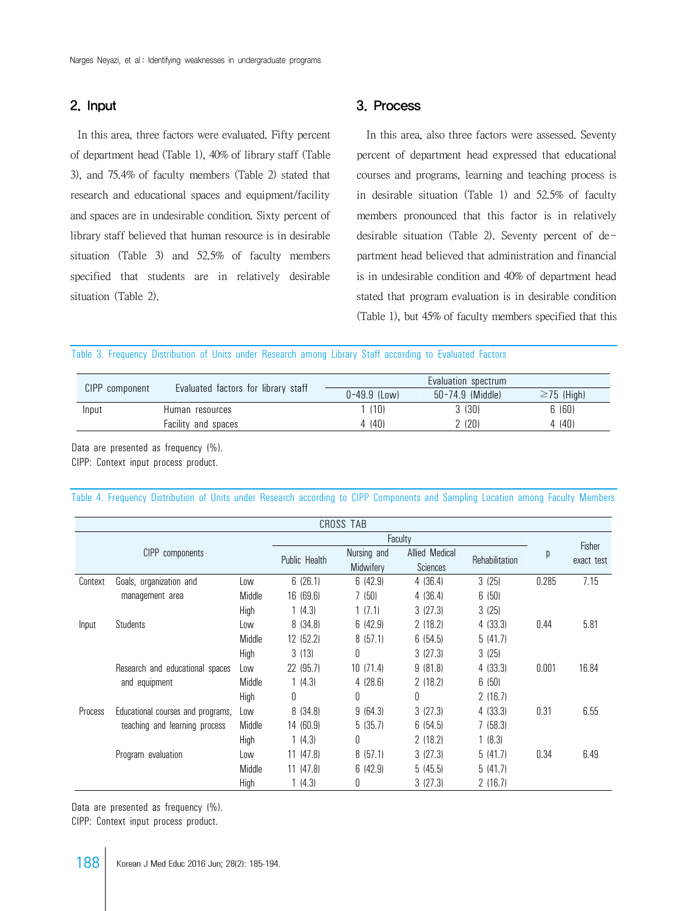## 2. Input

In this area, three factors were evaluated. Fifty percent of department head (Table 1), 40% of library staff (Table 3), and 75.4% of faculty members (Table 2) stated that research and educational spaces and equipment/facility and spaces are in undesirable condition. Sixty percent of library staff believed that human resource is in desirable situation (Table 3) and 52.5% of faculty members specified that students are in relatively desirable situation (Table 2).

## 3. Process

In this area, also three factors were assessed. Seventy percent of department head expressed that educational courses and programs, learning and teaching process is in desirable situation (Table 1) and 52.5% of faculty members pronounced that this factor is in relatively desirable situation (Table 2). Seventy percent of department head believed that administration and financial is in undesirable condition and 40% of department head stated that program evaluation is in desirable condition (Table 1), but 45% of faculty members specified that this

Table 3. Frequency Distribution of Units under Research among Library Staff according to Evaluated Factors

| CIPP component | Evaluated factors for library staff | Evaluation spectrum | | |
|---|---|---|---|---|
| | | 0–49.9 (Low) | 50–74.9 (Middle) | ≥75 (High) |
| Input | Human resources | 1 (10) | 3 (30) | 6 (60) |
| | Facility and spaces | 4 (40) | 2 (20) | 4 (40) |

Data are presented as frequency (%).
CIPP: Context input process product.

Table 4. Frequency Distribution of Units under Research according to CIPP Components and Sampling Location among Faculty Members

| CIPP components | | | Faculty: Public Health | Faculty: Nursing and Midwifery | Faculty: Allied Medical Sciences | Faculty: Rehabilitation | p | Fisher exact test |
|---|---|---|---|---|---|---|---|---|
| Context | Goals, organization and management area | Low | 6 (26.1) | 6 (42.9) | 4 (36.4) | 3 (25) | 0.285 | 7.15 |
| | | Middle | 16 (69.6) | 7 (50) | 4 (36.4) | 6 (50) | | |
| | | High | 1 (4.3) | 1 (7.1) | 3 (27.3) | 3 (25) | | |
| Input | Students | Low | 8 (34.8) | 6 (42.9) | 2 (18.2) | 4 (33.3) | 0.44 | 5.81 |
| | | Middle | 12 (52.2) | 8 (57.1) | 6 (54.5) | 5 (41.7) | | |
| | | High | 3 (13) | 0 | 3 (27.3) | 3 (25) | | |
| | Research and educational spaces and equipment | Low | 22 (95.7) | 10 (71.4) | 9 (81.8) | 4 (33.3) | 0.001 | 16.84 |
| | | Middle | 1 (4.3) | 4 (28.6) | 2 (18.2) | 6 (50) | | |
| | | High | 0 | 0 | 0 | 2 (16.7) | | |
| Process | Educational courses and programs, teaching and learning process | Low | 8 (34.8) | 9 (64.3) | 3 (27.3) | 4 (33.3) | 0.31 | 6.55 |
| | | Middle | 14 (60.9) | 5 (35.7) | 6 (54.5) | 7 (58.3) | | |
| | | High | 1 (4.3) | 0 | 2 (18.2) | 1 (8.3) | | |
| | Program evaluation | Low | 11 (47.8) | 8 (57.1) | 3 (27.3) | 5 (41.7) | 0.34 | 6.49 |
| | | Middle | 11 (47.8) | 6 (42.9) | 5 (45.5) | 5 (41.7) | | |
| | | High | 1 (4.3) | 0 | 3 (27.3) | 2 (16.7) | | |

Data are presented as frequency (%).
CIPP: Context input process product.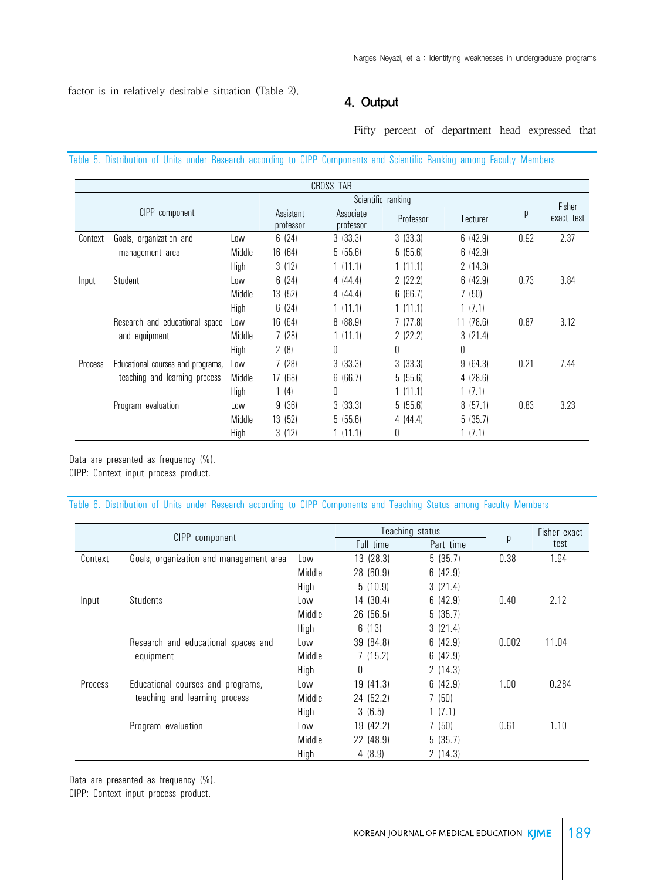factor is in relatively desirable situation (Table 2).

## 4. Output

Fifty percent of department head expressed that

Table 5. Distribution of Units under Research according to CIPP Components and Scientific Ranking among Faculty Members

| CIPP component | | | Scientific ranking | | | | p | Fisher exact test |
|---|---|---|---|---|---|---|---|---|
| | | | Assistant professor | Associate professor | Professor | Lecturer | | |
| Context | Goals, organization and management area | Low | 6 (24) | 3 (33.3) | 3 (33.3) | 6 (42.9) | 0.92 | 2.37 |
| | | Middle | 16 (64) | 5 (55.6) | 5 (55.6) | 6 (42.9) | | |
| | | High | 3 (12) | 1 (11.1) | 1 (11.1) | 2 (14.3) | | |
| Input | Student | Low | 6 (24) | 4 (44.4) | 2 (22.2) | 6 (42.9) | 0.73 | 3.84 |
| | | Middle | 13 (52) | 4 (44.4) | 6 (66.7) | 7 (50) | | |
| | | High | 6 (24) | 1 (11.1) | 1 (11.1) | 1 (7.1) | | |
| | Research and educational space and equipment | Low | 16 (64) | 8 (88.9) | 7 (77.8) | 11 (78.6) | 0.87 | 3.12 |
| | | Middle | 7 (28) | 1 (11.1) | 2 (22.2) | 3 (21.4) | | |
| | | High | 2 (8) | 0 | 0 | 0 | | |
| Process | Educational courses and programs, teaching and learning process | Low | 7 (28) | 3 (33.3) | 3 (33.3) | 9 (64.3) | 0.21 | 7.44 |
| | | Middle | 17 (68) | 6 (66.7) | 5 (55.6) | 4 (28.6) | | |
| | | High | 1 (4) | 0 | 1 (11.1) | 1 (7.1) | | |
| | Program evaluation | Low | 9 (36) | 3 (33.3) | 5 (55.6) | 8 (57.1) | 0.83 | 3.23 |
| | | Middle | 13 (52) | 5 (55.6) | 4 (44.4) | 5 (35.7) | | |
| | | High | 3 (12) | 1 (11.1) | 0 | 1 (7.1) | | |

Data are presented as frequency (%).
CIPP: Context input process product.

Table 6. Distribution of Units under Research according to CIPP Components and Teaching Status among Faculty Members

| CIPP component | | | Teaching status | | p | Fisher exact test |
|---|---|---|---|---|---|---|
| | | | Full time | Part time | | |
| Context | Goals, organization and management area | Low | 13 (28.3) | 5 (35.7) | 0.38 | 1.94 |
| | | Middle | 28 (60.9) | 6 (42.9) | | |
| | | High | 5 (10.9) | 3 (21.4) | | |
| Input | Students | Low | 14 (30.4) | 6 (42.9) | 0.40 | 2.12 |
| | | Middle | 26 (56.5) | 5 (35.7) | | |
| | | High | 6 (13) | 3 (21.4) | | |
| | Research and educational spaces and equipment | Low | 39 (84.8) | 6 (42.9) | 0.002 | 11.04 |
| | | Middle | 7 (15.2) | 6 (42.9) | | |
| | | High | 0 | 2 (14.3) | | |
| Process | Educational courses and programs, teaching and learning process | Low | 19 (41.3) | 6 (42.9) | 1.00 | 0.284 |
| | | Middle | 24 (52.2) | 7 (50) | | |
| | | High | 3 (6.5) | 1 (7.1) | | |
| | Program evaluation | Low | 19 (42.2) | 7 (50) | 0.61 | 1.10 |
| | | Middle | 22 (48.9) | 5 (35.7) | | |
| | | High | 4 (8.9) | 2 (14.3) | | |

Data are presented as frequency (%).
CIPP: Context input process product.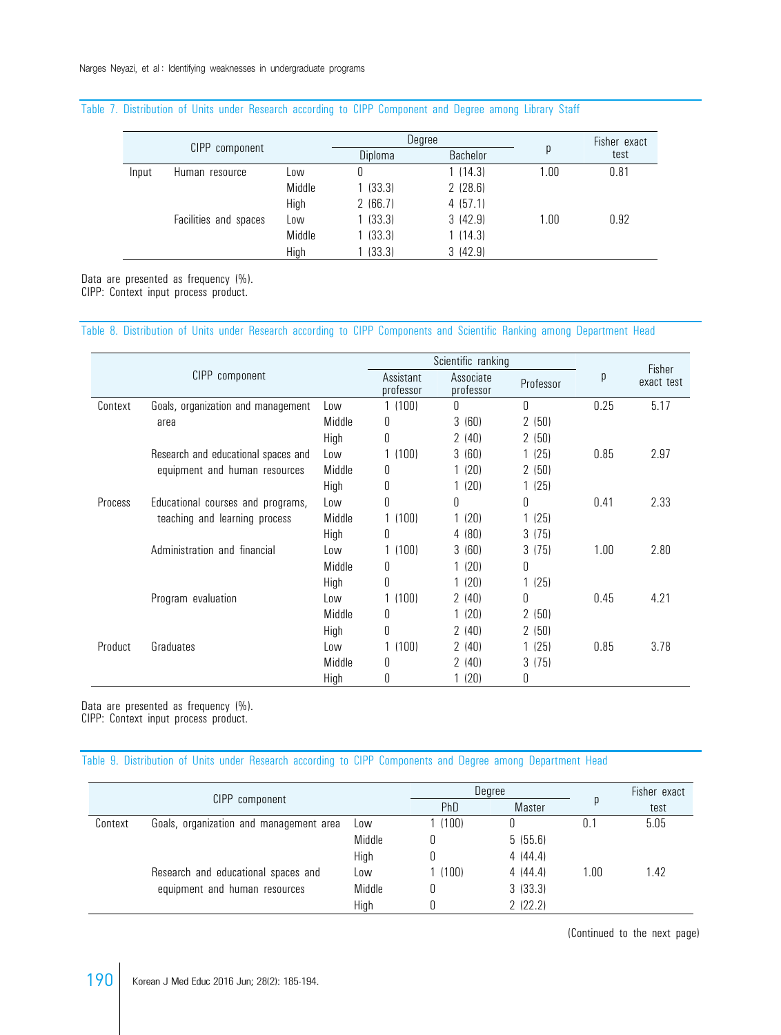Table 7. Distribution of Units under Research according to CIPP Component and Degree among Library Staff

| CIPP component | | | Degree | | p | Fisher exact test |
|---|---|---|---|---|---|---|
| | | | Diploma | Bachelor | | |
| Input | Human resource | Low | 0 | 1 (14.3) | 1.00 | 0.81 |
| | | Middle | 1 (33.3) | 2 (28.6) | | |
| | | High | 2 (66.7) | 4 (57.1) | | |
| | Facilities and spaces | Low | 1 (33.3) | 3 (42.9) | 1.00 | 0.92 |
| | | Middle | 1 (33.3) | 1 (14.3) | | |
| | | High | 1 (33.3) | 3 (42.9) | | |

Data are presented as frequency (%).
CIPP: Context input process product.

Table 8. Distribution of Units under Research according to CIPP Components and Scientific Ranking among Department Head

| CIPP component | | | Scientific ranking | | | p | Fisher exact test |
|---|---|---|---|---|---|---|---|
| | | | Assistant professor | Associate professor | Professor | | |
| Context | Goals, organization and management area | Low | 1 (100) | 0 | 0 | 0.25 | 5.17 |
| | | Middle | 0 | 3 (60) | 2 (50) | | |
| | | High | 0 | 2 (40) | 2 (50) | | |
| | Research and educational spaces and equipment and human resources | Low | 1 (100) | 3 (60) | 1 (25) | 0.85 | 2.97 |
| | | Middle | 0 | 1 (20) | 2 (50) | | |
| | | High | 0 | 1 (20) | 1 (25) | | |
| Process | Educational courses and programs, teaching and learning process | Low | 0 | 0 | 0 | 0.41 | 2.33 |
| | | Middle | 1 (100) | 1 (20) | 1 (25) | | |
| | | High | 0 | 4 (80) | 3 (75) | | |
| | Administration and financial | Low | 1 (100) | 3 (60) | 3 (75) | 1.00 | 2.80 |
| | | Middle | 0 | 1 (20) | 0 | | |
| | | High | 0 | 1 (20) | 1 (25) | | |
| | Program evaluation | Low | 1 (100) | 2 (40) | 0 | 0.45 | 4.21 |
| | | Middle | 0 | 1 (20) | 2 (50) | | |
| | | High | 0 | 2 (40) | 2 (50) | | |
| Product | Graduates | Low | 1 (100) | 2 (40) | 1 (25) | 0.85 | 3.78 |
| | | Middle | 0 | 2 (40) | 3 (75) | | |
| | | High | 0 | 1 (20) | 0 | | |

Data are presented as frequency (%).
CIPP: Context input process product.

Table 9. Distribution of Units under Research according to CIPP Components and Degree among Department Head

| CIPP component | | | Degree | | p | Fisher exact test |
|---|---|---|---|---|---|---|
| | | | PhD | Master | | |
| Context | Goals, organization and management area | Low | 1 (100) | 0 | 0.1 | 5.05 |
| | | Middle | 0 | 5 (55.6) | | |
| | | High | 0 | 4 (44.4) | | |
| | Research and educational spaces and equipment and human resources | Low | 1 (100) | 4 (44.4) | 1.00 | 1.42 |
| | | Middle | 0 | 3 (33.3) | | |
| | | High | 0 | 2 (22.2) | | |

(Continued to the next page)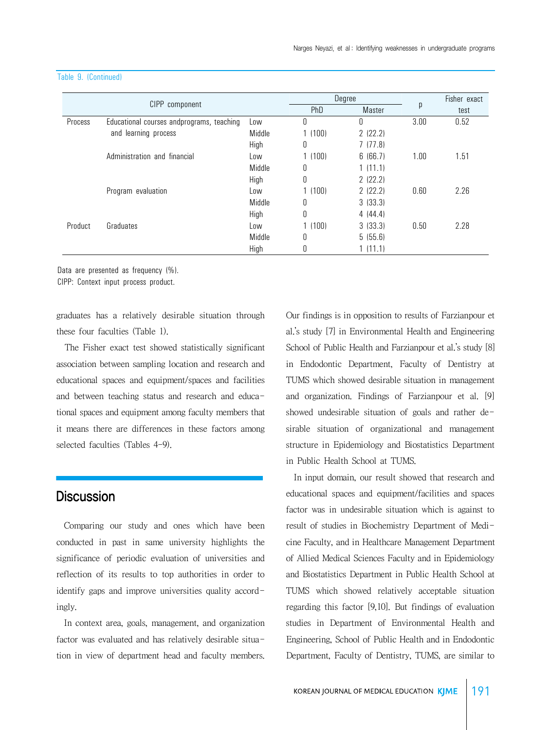Table 9. (Continued)

| CIPP component | | | Degree | | p | Fisher exact test |
|---|---|---|---|---|---|---|
| | | | PhD | Master | | |
| Process | Educational courses andprograms, teaching and learning process | Low | 0 | 0 | 3.00 | 0.52 |
| | | Middle | 1 (100) | 2 (22.2) | | |
| | | High | 0 | 7 (77.8) | | |
| | Administration and financial | Low | 1 (100) | 6 (66.7) | 1.00 | 1.51 |
| | | Middle | 0 | 1 (11.1) | | |
| | | High | 0 | 2 (22.2) | | |
| | Program evaluation | Low | 1 (100) | 2 (22.2) | 0.60 | 2.26 |
| | | Middle | 0 | 3 (33.3) | | |
| | | High | 0 | 4 (44.4) | | |
| Product | Graduates | Low | 1 (100) | 3 (33.3) | 0.50 | 2.28 |
| | | Middle | 0 | 5 (55.6) | | |
| | | High | 0 | 1 (11.1) | | |

Data are presented as frequency (%).
CIPP: Context input process product.

graduates has a relatively desirable situation through these four faculties (Table 1).

The Fisher exact test showed statistically significant association between sampling location and research and educational spaces and equipment/spaces and facilities and between teaching status and research and educational spaces and equipment among faculty members that it means there are differences in these factors among selected faculties (Tables 4-9).

## Discussion

Comparing our study and ones which have been conducted in past in same university highlights the significance of periodic evaluation of universities and reflection of its results to top authorities in order to identify gaps and improve universities quality accordingly.

In context area, goals, management, and organization factor was evaluated and has relatively desirable situation in view of department head and faculty members. Our findings is in opposition to results of Farzianpour et al.'s study [7] in Environmental Health and Engineering School of Public Health and Farzianpour et al.'s study [8] in Endodontic Department, Faculty of Dentistry at TUMS which showed desirable situation in management and organization. Findings of Farzianpour et al. [9] showed undesirable situation of goals and rather desirable situation of organizational and management structure in Epidemiology and Biostatistics Department in Public Health School at TUMS.

In input domain, our result showed that research and educational spaces and equipment/facilities and spaces factor was in undesirable situation which is against to result of studies in Biochemistry Department of Medicine Faculty, and in Healthcare Management Department of Allied Medical Sciences Faculty and in Epidemiology and Biostatistics Department in Public Health School at TUMS which showed relatively acceptable situation regarding this factor [9,10]. But findings of evaluation studies in Department of Environmental Health and Engineering, School of Public Health and in Endodontic Department, Faculty of Dentistry, TUMS, are similar to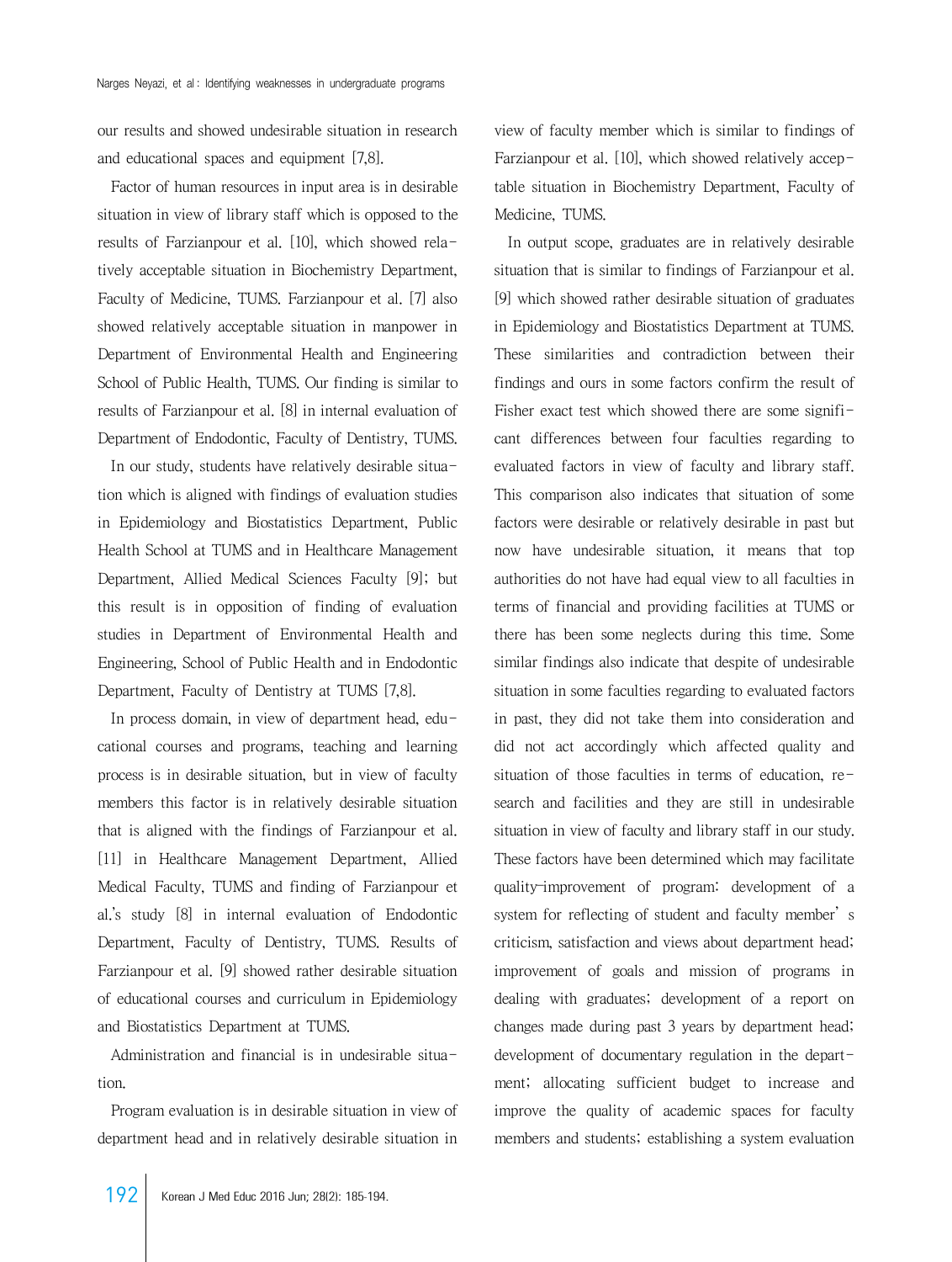our results and showed undesirable situation in research and educational spaces and equipment [7,8].

Factor of human resources in input area is in desirable situation in view of library staff which is opposed to the results of Farzianpour et al. [10], which showed relatively acceptable situation in Biochemistry Department, Faculty of Medicine, TUMS. Farzianpour et al. [7] also showed relatively acceptable situation in manpower in Department of Environmental Health and Engineering School of Public Health, TUMS. Our finding is similar to results of Farzianpour et al. [8] in internal evaluation of Department of Endodontic, Faculty of Dentistry, TUMS.

In our study, students have relatively desirable situation which is aligned with findings of evaluation studies in Epidemiology and Biostatistics Department, Public Health School at TUMS and in Healthcare Management Department, Allied Medical Sciences Faculty [9]; but this result is in opposition of finding of evaluation studies in Department of Environmental Health and Engineering, School of Public Health and in Endodontic Department, Faculty of Dentistry at TUMS [7,8].

In process domain, in view of department head, educational courses and programs, teaching and learning process is in desirable situation, but in view of faculty members this factor is in relatively desirable situation that is aligned with the findings of Farzianpour et al. [11] in Healthcare Management Department, Allied Medical Faculty, TUMS and finding of Farzianpour et al.'s study [8] in internal evaluation of Endodontic Department, Faculty of Dentistry, TUMS. Results of Farzianpour et al. [9] showed rather desirable situation of educational courses and curriculum in Epidemiology and Biostatistics Department at TUMS.

Administration and financial is in undesirable situation.

Program evaluation is in desirable situation in view of department head and in relatively desirable situation in view of faculty member which is similar to findings of Farzianpour et al. [10], which showed relatively acceptable situation in Biochemistry Department, Faculty of Medicine, TUMS.

In output scope, graduates are in relatively desirable situation that is similar to findings of Farzianpour et al. [9] which showed rather desirable situation of graduates in Epidemiology and Biostatistics Department at TUMS. These similarities and contradiction between their findings and ours in some factors confirm the result of Fisher exact test which showed there are some significant differences between four faculties regarding to evaluated factors in view of faculty and library staff. This comparison also indicates that situation of some factors were desirable or relatively desirable in past but now have undesirable situation, it means that top authorities do not have had equal view to all faculties in terms of financial and providing facilities at TUMS or there has been some neglects during this time. Some similar findings also indicate that despite of undesirable situation in some faculties regarding to evaluated factors in past, they did not take them into consideration and did not act accordingly which affected quality and situation of those faculties in terms of education, research and facilities and they are still in undesirable situation in view of faculty and library staff in our study. These factors have been determined which may facilitate quality-improvement of program: development of a system for reflecting of student and faculty member's criticism, satisfaction and views about department head; improvement of goals and mission of programs in dealing with graduates; development of a report on changes made during past 3 years by department head; development of documentary regulation in the department; allocating sufficient budget to increase and improve the quality of academic spaces for faculty members and students; establishing a system evaluation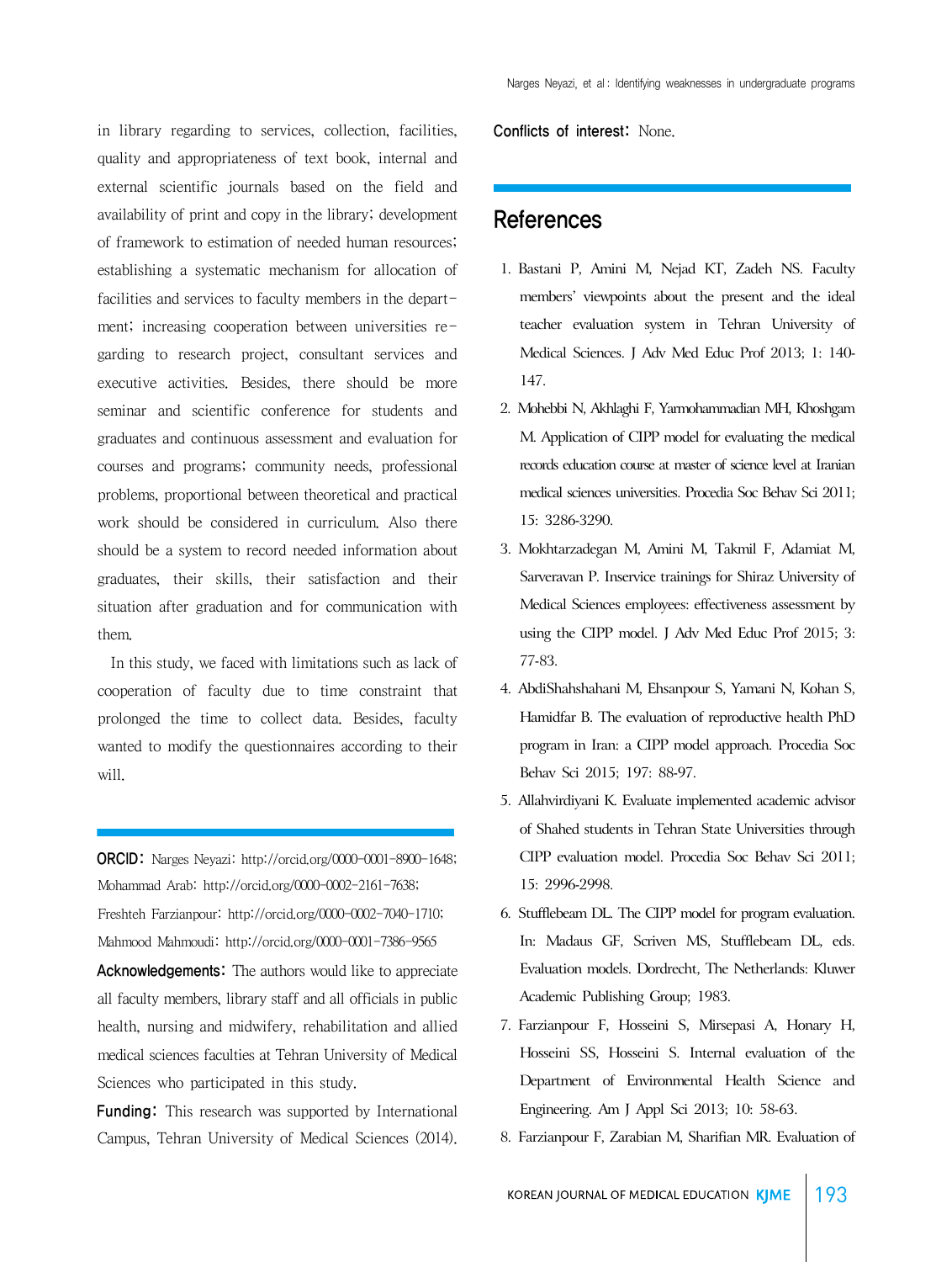in library regarding to services, collection, facilities, quality and appropriateness of text book, internal and external scientific journals based on the field and availability of print and copy in the library; development of framework to estimation of needed human resources; establishing a systematic mechanism for allocation of facilities and services to faculty members in the department; increasing cooperation between universities regarding to research project, consultant services and executive activities. Besides, there should be more seminar and scientific conference for students and graduates and continuous assessment and evaluation for courses and programs; community needs, professional problems, proportional between theoretical and practical work should be considered in curriculum. Also there should be a system to record needed information about graduates, their skills, their satisfaction and their situation after graduation and for communication with them.

In this study, we faced with limitations such as lack of cooperation of faculty due to time constraint that prolonged the time to collect data. Besides, faculty wanted to modify the questionnaires according to their will.

**ORCID:** Narges Neyazi: http://orcid.org/0000-0001-8900-1648; Mohammad Arab: http://orcid.org/0000-0002-2161-7638; Freshteh Farzianpour: http://orcid.org/0000-0002-7040-1710; Mahmood Mahmoudi: http://orcid.org/0000-0001-7386-9565

**Acknowledgements:** The authors would like to appreciate all faculty members, library staff and all officials in public health, nursing and midwifery, rehabilitation and allied medical sciences faculties at Tehran University of Medical Sciences who participated in this study.

**Funding:** This research was supported by International Campus, Tehran University of Medical Sciences (2014).

**Conflicts of interest:** None.

## References

1. Bastani P, Amini M, Nejad KT, Zadeh NS. Faculty members' viewpoints about the present and the ideal teacher evaluation system in Tehran University of Medical Sciences. J Adv Med Educ Prof 2013; 1: 140-147.
2. Mohebbi N, Akhlaghi F, Yarmohammadian MH, Khoshgam M. Application of CIPP model for evaluating the medical records education course at master of science level at Iranian medical sciences universities. Procedia Soc Behav Sci 2011; 15: 3286-3290.
3. Mokhtarzadegan M, Amini M, Takmil F, Adamiat M, Sarveravan P. Inservice trainings for Shiraz University of Medical Sciences employees: effectiveness assessment by using the CIPP model. J Adv Med Educ Prof 2015; 3: 77-83.
4. AbdiShahshahani M, Ehsanpour S, Yamani N, Kohan S, Hamidfar B. The evaluation of reproductive health PhD program in Iran: a CIPP model approach. Procedia Soc Behav Sci 2015; 197: 88-97.
5. Allahvirdiyani K. Evaluate implemented academic advisor of Shahed students in Tehran State Universities through CIPP evaluation model. Procedia Soc Behav Sci 2011; 15: 2996-2998.
6. Stufflebeam DL. The CIPP model for program evaluation. In: Madaus GF, Scriven MS, Stufflebeam DL, eds. Evaluation models. Dordrecht, The Netherlands: Kluwer Academic Publishing Group; 1983.
7. Farzianpour F, Hosseini S, Mirsepasi A, Honary H, Hosseini SS, Hosseini S. Internal evaluation of the Department of Environmental Health Science and Engineering. Am J Appl Sci 2013; 10: 58-63.
8. Farzianpour F, Zarabian M, Sharifian MR. Evaluation of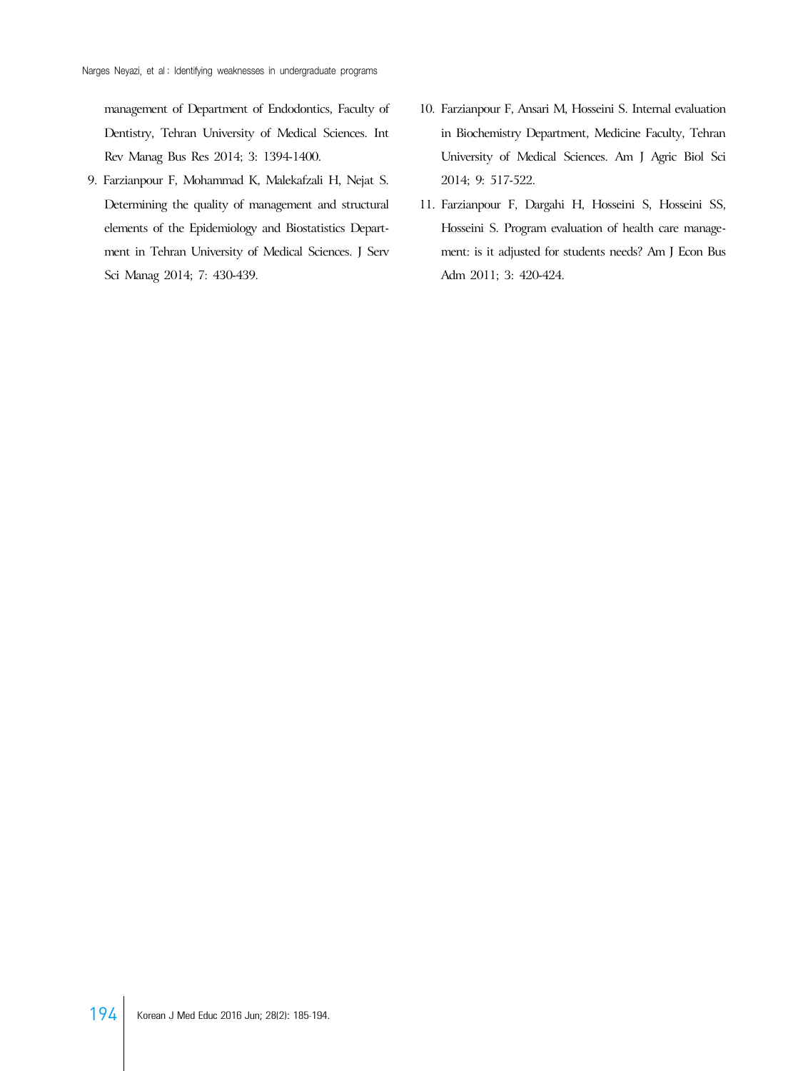management of Department of Endodontics, Faculty of Dentistry, Tehran University of Medical Sciences. Int Rev Manag Bus Res 2014; 3: 1394-1400.

9. Farzianpour F, Mohammad K, Malekafzali H, Nejat S. Determining the quality of management and structural elements of the Epidemiology and Biostatistics Department in Tehran University of Medical Sciences. J Serv Sci Manag 2014; 7: 430-439.

10. Farzianpour F, Ansari M, Hosseini S. Internal evaluation in Biochemistry Department, Medicine Faculty, Tehran University of Medical Sciences. Am J Agric Biol Sci 2014; 9: 517-522.

11. Farzianpour F, Dargahi H, Hosseini S, Hosseini SS, Hosseini S. Program evaluation of health care management: is it adjusted for students needs? Am J Econ Bus Adm 2011; 3: 420-424.